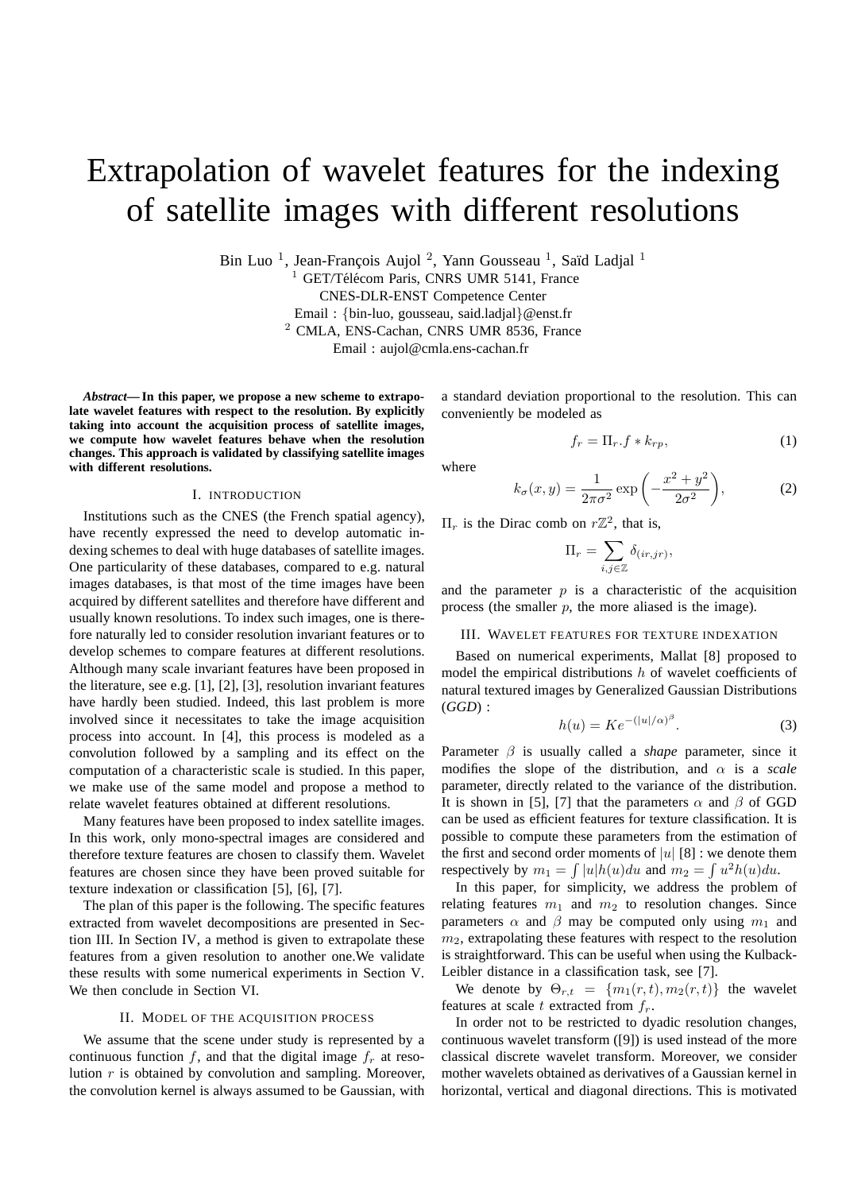# Extrapolation of wavelet features for the indexing of satellite images with different resolutions

Bin Luo [1], Jean-François Aujol [2], Yann Gousseau [1], Saïd Ladjal [1]

[1] GET/Télécom Paris, CNRS UMR 5141, France

CNES-DLR-ENST Competence Center

Email : {bin-luo, gousseau, said.ladjal}@enst.fr

[2] CMLA, ENS-Cachan, CNRS UMR 8536, France

Email : aujol@cmla.ens-cachan.fr

***Abstract*— In this paper, we propose a new scheme to extrapolate wavelet features with respect to the resolution. By explicitly taking into account the acquisition process of satellite images, we compute how wavelet features behave when the resolution changes. This approach is validated by classifying satellite images with different resolutions.**

## I. Introduction

Institutions such as the CNES (the French spatial agency), have recently expressed the need to develop automatic indexing schemes to deal with huge databases of satellite images. One particularity of these databases, compared to e.g. natural images databases, is that most of the time images have been acquired by different satellites and therefore have different and usually known resolutions. To index such images, one is therefore naturally led to consider resolution invariant features or to develop schemes to compare features at different resolutions. Although many scale invariant features have been proposed in the literature, see e.g. [1], [2], [3], resolution invariant features have hardly been studied. Indeed, this last problem is more involved since it necessitates to take the image acquisition process into account. In [4], this process is modeled as a convolution followed by a sampling and its effect on the computation of a characteristic scale is studied. In this paper, we make use of the same model and propose a method to relate wavelet features obtained at different resolutions.

Many features have been proposed to index satellite images. In this work, only mono-spectral images are considered and therefore texture features are chosen to classify them. Wavelet features are chosen since they have been proved suitable for texture indexation or classification [5], [6], [7].

The plan of this paper is the following. The specific features extracted from wavelet decompositions are presented in Section III. In Section IV, a method is given to extrapolate these features from a given resolution to another one.We validate these results with some numerical experiments in Section V. We then conclude in Section VI.

## II. Model of the acquisition process

We assume that the scene under study is represented by a continuous function $f$, and that the digital image $f_r$ at resolution $r$ is obtained by convolution and sampling. Moreover, the convolution kernel is always assumed to be Gaussian, with a standard deviation proportional to the resolution. This can conveniently be modeled as

$$f_r = \Pi_r . f * k_{rp}, \tag{1}$$

where

$$k_\sigma(x,y) = \frac{1}{2\pi\sigma^2}\exp\left(-\frac{x^2+y^2}{2\sigma^2}\right), \tag{2}$$

$\Pi_r$ is the Dirac comb on $r\mathbb{Z}^2$, that is,

$$\Pi_r = \sum_{i,j\in\mathbb{Z}} \delta_{(ir,jr)},$$

and the parameter $p$ is a characteristic of the acquisition process (the smaller $p$, the more aliased is the image).

## III. Wavelet features for texture indexation

Based on numerical experiments, Mallat [8] proposed to model the empirical distributions $h$ of wavelet coefficients of natural textured images by Generalized Gaussian Distributions (*GGD*) :

$$h(u) = Ke^{-(|u|/\alpha)^\beta}. \tag{3}$$

Parameter $\beta$ is usually called a *shape* parameter, since it modifies the slope of the distribution, and $\alpha$ is a *scale* parameter, directly related to the variance of the distribution. It is shown in [5], [7] that the parameters $\alpha$ and $\beta$ of GGD can be used as efficient features for texture classification. It is possible to compute these parameters from the estimation of the first and second order moments of $|u|$ [8] : we denote them respectively by $m_1 = \int |u|h(u)du$ and $m_2 = \int u^2 h(u)du$.

In this paper, for simplicity, we address the problem of relating features $m_1$ and $m_2$ to resolution changes. Since parameters $\alpha$ and $\beta$ may be computed only using $m_1$ and $m_2$, extrapolating these features with respect to the resolution is straightforward. This can be useful when using the Kullback-Leibler distance in a classification task, see [7].

We denote by $\Theta_{r,t} = \{m_1(r,t), m_2(r,t)\}$ the wavelet features at scale $t$ extracted from $f_r$.

In order not to be restricted to dyadic resolution changes, continuous wavelet transform ([9]) is used instead of the more classical discrete wavelet transform. Moreover, we consider mother wavelets obtained as derivatives of a Gaussian kernel in horizontal, vertical and diagonal directions. This is motivated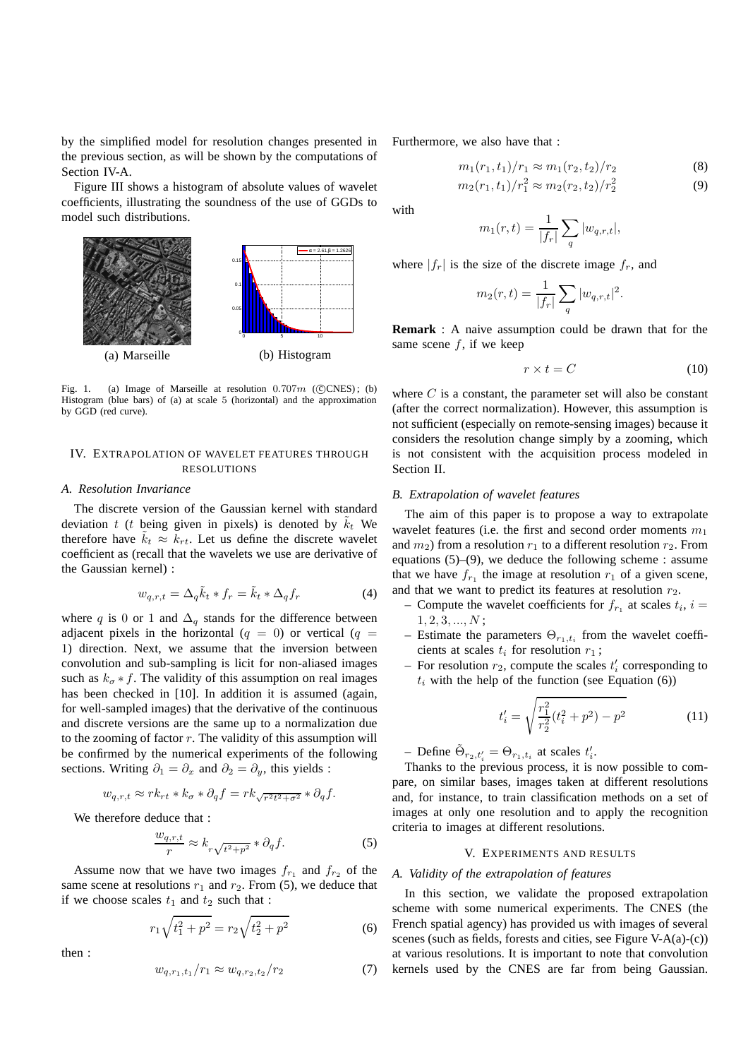by the simplified model for resolution changes presented in the previous section, as will be shown by the computations of Section IV-A.

Figure III shows a histogram of absolute values of wavelet coefficients, illustrating the soundness of the use of GGDs to model such distributions.

(a) Marseille (b) Histogram

Fig. 1. (a) Image of Marseille at resolution $0.707m$ (©CNES); (b) Histogram (blue bars) of (a) at scale 5 (horizontal) and the approximation by GGD (red curve).

## IV. Extrapolation of wavelet features through resolutions

### *A. Resolution Invariance*

The discrete version of the Gaussian kernel with standard deviation $t$ ($t$ being given in pixels) is denoted by $\tilde{k}_t$ We therefore have $\tilde{k}_t \approx k_{rt}$. Let us define the discrete wavelet coefficient as (recall that the wavelets we use are derivative of the Gaussian kernel) :

$$w_{q,r,t} = \Delta_q \tilde{k}_t * f_r = \tilde{k}_t * \Delta_q f_r \tag{4}$$

where $q$ is 0 or 1 and $\Delta_q$ stands for the difference between adjacent pixels in the horizontal ($q = 0$) or vertical ($q = 1$) direction. Next, we assume that the inversion between convolution and sub-sampling is licit for non-aliased images such as $k_\sigma * f$. The validity of this assumption on real images has been checked in [10]. In addition it is assumed (again, for well-sampled images) that the derivative of the continuous and discrete versions are the same up to a normalization due to the zooming of factor $r$. The validity of this assumption will be confirmed by the numerical experiments of the following sections. Writing $\partial_1 = \partial_x$ and $\partial_2 = \partial_y$, this yields :

$$w_{q,r,t} \approx r k_{rt} * k_\sigma * \partial_q f = r k_{\sqrt{r^2t^2+\sigma^2}} * \partial_q f.$$

We therefore deduce that :

$$\frac{w_{q,r,t}}{r} \approx k_{r\sqrt{t^2+p^2}} * \partial_q f. \tag{5}$$

Assume now that we have two images $f_{r_1}$ and $f_{r_2}$ of the same scene at resolutions $r_1$ and $r_2$. From (5), we deduce that if we choose scales $t_1$ and $t_2$ such that :

$$r_1\sqrt{t_1^2+p^2} = r_2\sqrt{t_2^2+p^2} \tag{6}$$

then :

$$w_{q,r_1,t_1}/r_1 \approx w_{q,r_2,t_2}/r_2 \tag{7}$$

Furthermore, we also have that :

$$m_1(r_1,t_1)/r_1 \approx m_1(r_2,t_2)/r_2 \tag{8}$$

$$m_2(r_1,t_1)/r_1^2 \approx m_2(r_2,t_2)/r_2^2 \tag{9}$$

with

$$m_1(r,t) = \frac{1}{|f_r|}\sum_q |w_{q,r,t}|,$$

where $|f_r|$ is the size of the discrete image $f_r$, and

$$m_2(r,t) = \frac{1}{|f_r|}\sum_q |w_{q,r,t}|^2.$$

**Remark** : A naive assumption could be drawn that for the same scene $f$, if we keep

$$r \times t = C \tag{10}$$

where $C$ is a constant, the parameter set will also be constant (after the correct normalization). However, this assumption is not sufficient (especially on remote-sensing images) because it considers the resolution change simply by a zooming, which is not consistent with the acquisition process modeled in Section II.

### *B. Extrapolation of wavelet features*

The aim of this paper is to propose a way to extrapolate wavelet features (i.e. the first and second order moments $m_1$ and $m_2$) from a resolution $r_1$ to a different resolution $r_2$. From equations (5)–(9), we deduce the following scheme : assume that we have $f_{r_1}$ the image at resolution $r_1$ of a given scene, and that we want to predict its features at resolution $r_2$.

– Compute the wavelet coefficients for $f_{r_1}$ at scales $t_i$, $i = 1, 2, 3, ..., N$ ;

– Estimate the parameters $\Theta_{r_1,t_i}$ from the wavelet coefficients at scales $t_i$ for resolution $r_1$ ;

– For resolution $r_2$, compute the scales $t'_i$ corresponding to $t_i$ with the help of the function (see Equation (6))

$$t'_i = \sqrt{\frac{r_1^2}{r_2^2}(t_i^2+p^2) - p^2} \tag{11}$$

– Define $\tilde{\Theta}_{r_2,t'_i} = \Theta_{r_1,t_i}$ at scales $t'_i$.

Thanks to the previous process, it is now possible to compare, on similar bases, images taken at different resolutions and, for instance, to train classification methods on a set of images at only one resolution and to apply the recognition criteria to images at different resolutions.

## V. Experiments and results

### *A. Validity of the extrapolation of features*

In this section, we validate the proposed extrapolation scheme with some numerical experiments. The CNES (the French spatial agency) has provided us with images of several scenes (such as fields, forests and cities, see Figure V-A(a)-(c)) at various resolutions. It is important to note that convolution kernels used by the CNES are far from being Gaussian.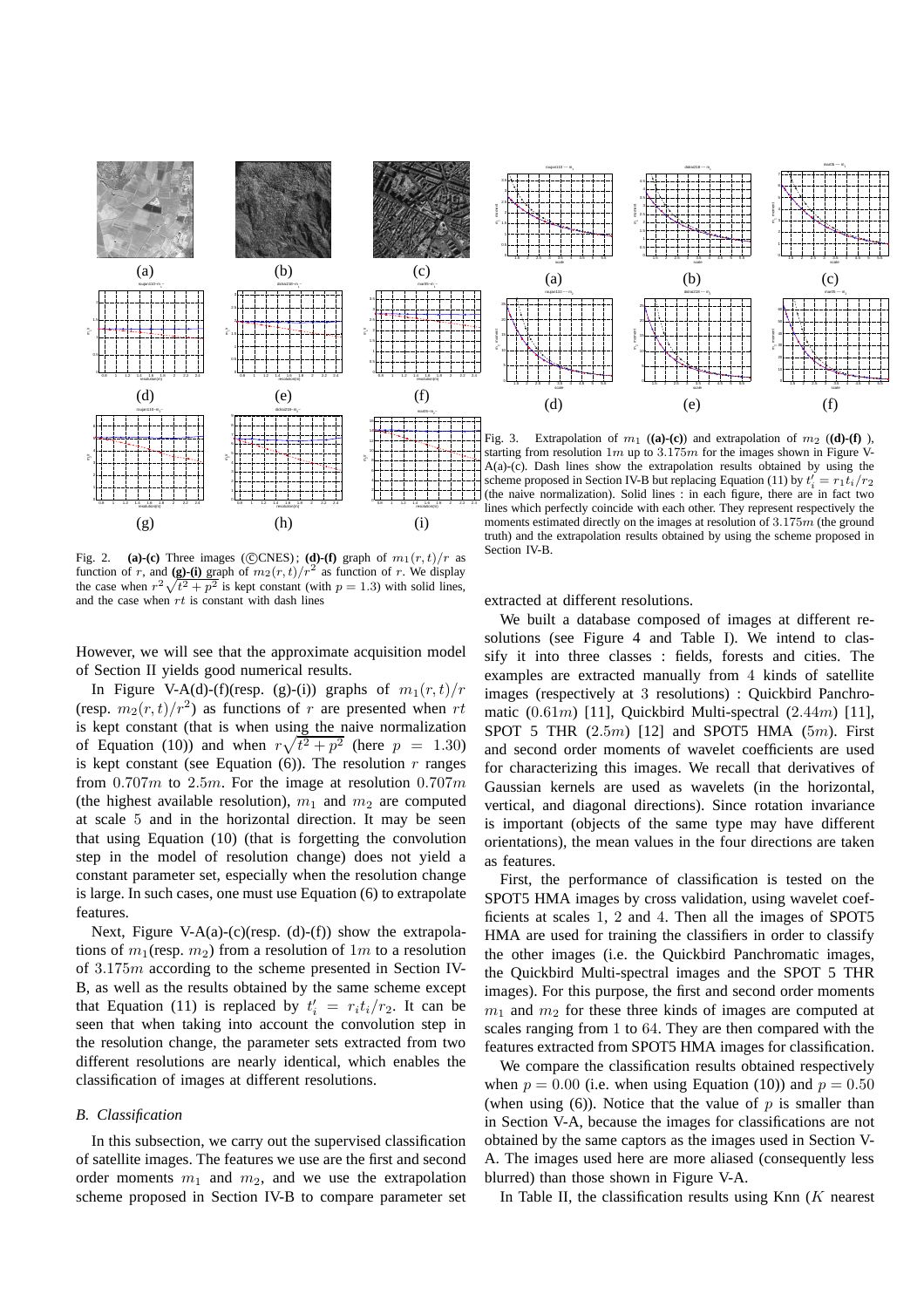Fig. 2. **(a)-(c)** Three images (©CNES); **(d)-(f)** graph of $m_1(r,t)/r$ as function of $r$, and **(g)-(i)** graph of $m_2(r,t)/r^2$ as function of $r$. We display the case when $r^2\sqrt{t^2+p^2}$ is kept constant (with $p = 1.3$) with solid lines, and the case when $rt$ is constant with dash lines

Fig. 3. Extrapolation of $m_1$ (**(a)-(c)**) and extrapolation of $m_2$ (**(d)-(f)**), starting from resolution $1m$ up to $3.175m$ for the images shown in Figure V-A(a)-(c). Dash lines show the extrapolation results obtained by using the scheme proposed in Section IV-B but replacing Equation (11) by $t_i' = r_1 t_i / r_2$ (the naive normalization). Solid lines : in each figure, there are in fact two lines which perfectly coincide with each other. They represent respectively the moments estimated directly on the images at resolution of $3.175m$ (the ground truth) and the extrapolation results obtained by using the scheme proposed in Section IV-B.

However, we will see that the approximate acquisition model of Section II yields good numerical results.

In Figure V-A(d)-(f)(resp. (g)-(i)) graphs of $m_1(r,t)/r$ (resp. $m_2(r,t)/r^2$) as functions of $r$ are presented when $rt$ is kept constant (that is when using the naive normalization of Equation (10)) and when $r\sqrt{t^2+p^2}$ (here $p = 1.30$) is kept constant (see Equation (6)). The resolution $r$ ranges from $0.707m$ to $2.5m$. For the image at resolution $0.707m$ (the highest available resolution), $m_1$ and $m_2$ are computed at scale 5 and in the horizontal direction. It may be seen that using Equation (10) (that is forgetting the convolution step in the model of resolution change) does not yield a constant parameter set, especially when the resolution change is large. In such cases, one must use Equation (6) to extrapolate features.

Next, Figure V-A(a)-(c)(resp. (d)-(f)) show the extrapolations of $m_1$(resp. $m_2$) from a resolution of $1m$ to a resolution of $3.175m$ according to the scheme presented in Section IV-B, as well as the results obtained by the same scheme except that Equation (11) is replaced by $t_i' = r_i t_i / r_2$. It can be seen that when taking into account the convolution step in the resolution change, the parameter sets extracted from two different resolutions are nearly identical, which enables the classification of images at different resolutions.

### *B. Classification*

In this subsection, we carry out the supervised classification of satellite images. The features we use are the first and second order moments $m_1$ and $m_2$, and we use the extrapolation scheme proposed in Section IV-B to compare parameter set extracted at different resolutions.

We built a database composed of images at different resolutions (see Figure 4 and Table I). We intend to classify it into three classes : fields, forests and cities. The examples are extracted manually from 4 kinds of satellite images (respectively at 3 resolutions) : Quickbird Panchromatic ($0.61m$) [11], Quickbird Multi-spectral ($2.44m$) [11], SPOT 5 THR ($2.5m$) [12] and SPOT5 HMA ($5m$). First and second order moments of wavelet coefficients are used for characterizing this images. We recall that derivatives of Gaussian kernels are used as wavelets (in the horizontal, vertical, and diagonal directions). Since rotation invariance is important (objects of the same type may have different orientations), the mean values in the four directions are taken as features.

First, the performance of classification is tested on the SPOT5 HMA images by cross validation, using wavelet coefficients at scales 1, 2 and 4. Then all the images of SPOT5 HMA are used for training the classifiers in order to classify the other images (i.e. the Quickbird Panchromatic images, the Quickbird Multi-spectral images and the SPOT 5 THR images). For this purpose, the first and second order moments $m_1$ and $m_2$ for these three kinds of images are computed at scales ranging from 1 to 64. They are then compared with the features extracted from SPOT5 HMA images for classification.

We compare the classification results obtained respectively when $p = 0.00$ (i.e. when using Equation (10)) and $p = 0.50$ (when using (6)). Notice that the value of $p$ is smaller than in Section V-A, because the images for classifications are not obtained by the same captors as the images used in Section V-A. The images used here are more aliased (consequently less blurred) than those shown in Figure V-A.

In Table II, the classification results using Knn ($K$ nearest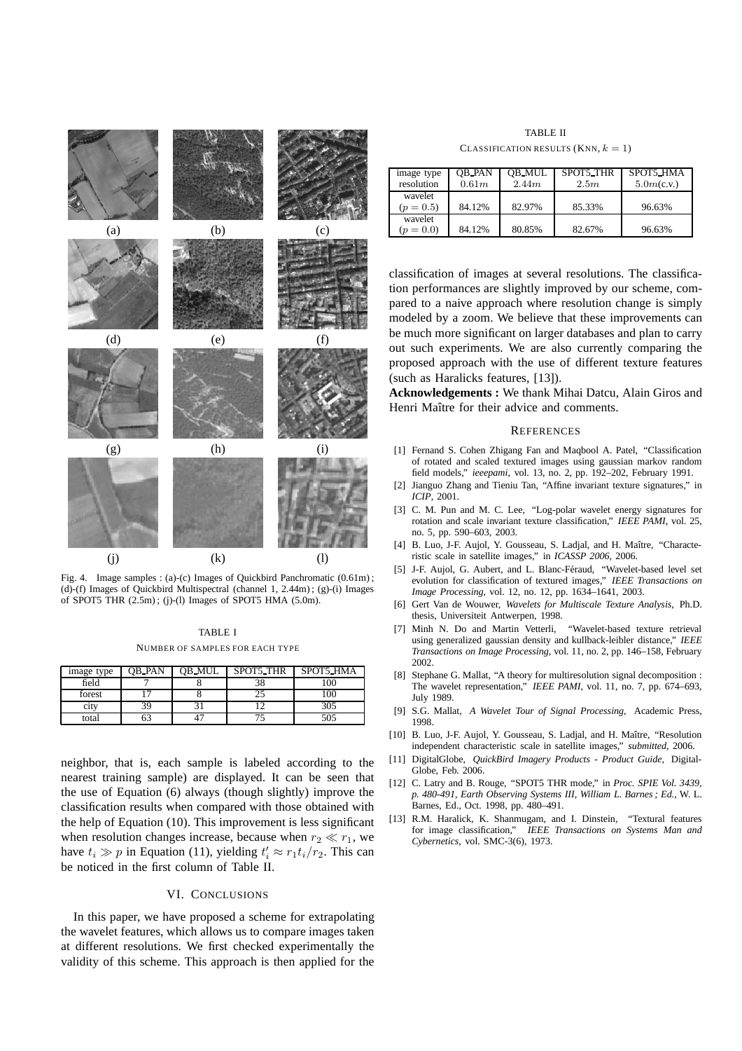(a) (b) (c)

(d) (e) (f)

(g) (h) (i)

(j) (k) (l)

Fig. 4. Image samples : (a)-(c) Images of Quickbird Panchromatic (0.61m) ; (d)-(f) Images of Quickbird Multispectral (channel 1, 2.44m) ; (g)-(i) Images of SPOT5 THR (2.5m) ; (j)-(l) Images of SPOT5 HMA (5.0m).

TABLE I

NUMBER OF SAMPLES FOR EACH TYPE

| image type | QB_PAN | QB_MUL | SPOT5_THR | SPOT5_HMA |
|---|---|---|---|---|
| field | 7 | 8 | 38 | 100 |
| forest | 17 | 8 | 25 | 100 |
| city | 39 | 31 | 12 | 305 |
| total | 63 | 47 | 75 | 505 |

neighbor, that is, each sample is labeled according to the nearest training sample) are displayed. It can be seen that the use of Equation (6) always (though slightly) improve the classification results when compared with those obtained with the help of Equation (10). This improvement is less significant when resolution changes increase, because when $r_2 \ll r_1$, we have $t_i \gg p$ in Equation (11), yielding $t'_i \approx r_1 t_i / r_2$. This can be noticed in the first column of Table II.

## VI. CONCLUSIONS

In this paper, we have proposed a scheme for extrapolating the wavelet features, which allows us to compare images taken at different resolutions. We first checked experimentally the validity of this scheme. This approach is then applied for the classification of images at several resolutions. The classification performances are slightly improved by our scheme, compared to a naive approach where resolution change is simply modeled by a zoom. We believe that these improvements can be much more significant on larger databases and plan to carry out such experiments. We are also currently comparing the proposed approach with the use of different texture features (such as Haralicks features, [13]).

**Acknowledgements :** We thank Mihai Datcu, Alain Giros and Henri Maître for their advice and comments.

TABLE II

CLASSIFICATION RESULTS (KNN, $k = 1$)

| image type resolution | QB_PAN $0.61m$ | QB_MUL $2.44m$ | SPOT5_THR $2.5m$ | SPOT5_HMA $5.0m$(c.v.) |
|---|---|---|---|---|
| wavelet ($p = 0.5$) | 84.12% | 82.97% | 85.33% | 96.63% |
| wavelet ($p = 0.0$) | 84.12% | 80.85% | 82.67% | 96.63% |

## REFERENCES

[1] Fernand S. Cohen Zhigang Fan and Maqbool A. Patel, "Classification of rotated and scaled textured images using gaussian markov random field models," *ieeepami*, vol. 13, no. 2, pp. 192–202, February 1991.

[2] Jianguo Zhang and Tieniu Tan, "Affine invariant texture signatures," in *ICIP*, 2001.

[3] C. M. Pun and M. C. Lee, "Log-polar wavelet energy signatures for rotation and scale invariant texture classification," *IEEE PAMI*, vol. 25, no. 5, pp. 590–603, 2003.

[4] B. Luo, J-F. Aujol, Y. Gousseau, S. Ladjal, and H. Maître, "Characteristic scale in satellite images," in *ICASSP 2006*, 2006.

[5] J-F. Aujol, G. Aubert, and L. Blanc-Féraud, "Wavelet-based level set evolution for classification of textured images," *IEEE Transactions on Image Processing*, vol. 12, no. 12, pp. 1634–1641, 2003.

[6] Gert Van de Wouwer, *Wavelets for Multiscale Texture Analysis*, Ph.D. thesis, Universiteit Antwerpen, 1998.

[7] Minh N. Do and Martin Vetterli, "Wavelet-based texture retrieval using generalized gaussian density and kullback-leibler distance," *IEEE Transactions on Image Processing*, vol. 11, no. 2, pp. 146–158, February 2002.

[8] Stephane G. Mallat, "A theory for multiresolution signal decomposition : The wavelet representation," *IEEE PAMI*, vol. 11, no. 7, pp. 674–693, July 1989.

[9] S.G. Mallat, *A Wavelet Tour of Signal Processing*, Academic Press, 1998.

[10] B. Luo, J-F. Aujol, Y. Gousseau, S. Ladjal, and H. Maître, "Resolution independent characteristic scale in satellite images," *submitted*, 2006.

[11] DigitalGlobe, *QuickBird Imagery Products - Product Guide*, DigitalGlobe, Feb. 2006.

[12] C. Latry and B. Rouge, "SPOT5 THR mode," in *Proc. SPIE Vol. 3439, p. 480-491, Earth Observing Systems III, William L. Barnes ; Ed.*, W. L. Barnes, Ed., Oct. 1998, pp. 480–491.

[13] R.M. Haralick, K. Shanmugam, and I. Dinstein, "Textural features for image classification," *IEEE Transactions on Systems Man and Cybernetics*, vol. SMC-3(6), 1973.